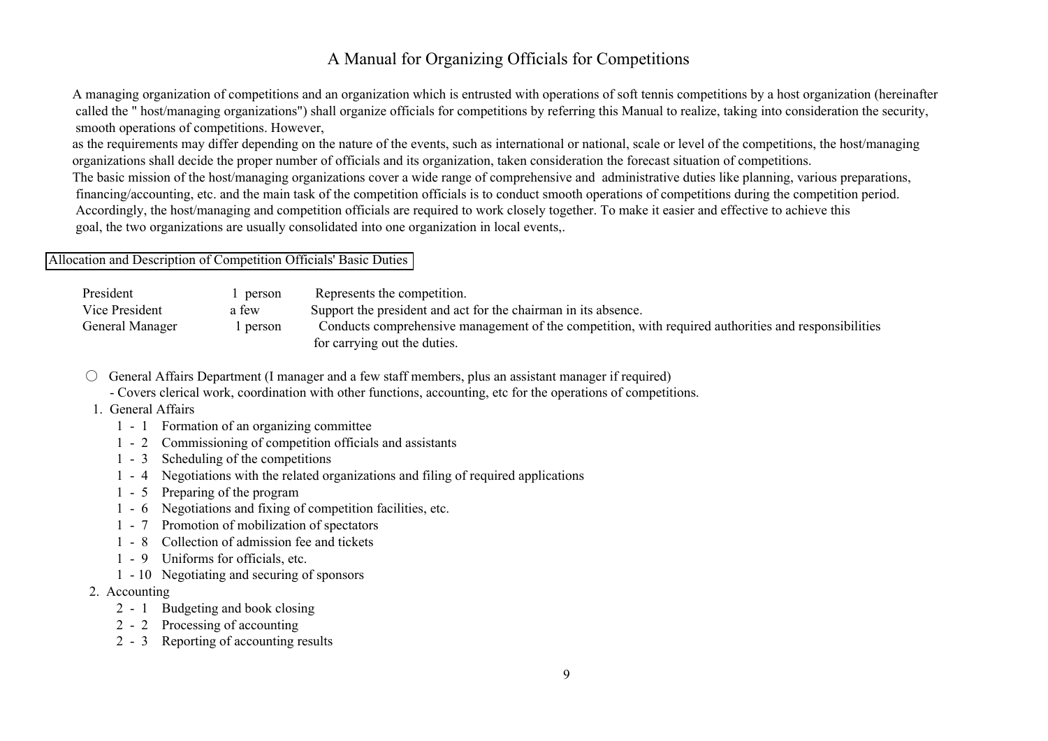# A Manual for Organizing Officials for Competitions

A managing organization of competitions and an organization which is entrusted with operations of soft tennis competitions by a host organization (hereinafter called the " host/managing organizations") shall organize officials for competitions by referring this Manual to realize, taking into consideration the security, smooth operations of competitions. However,

as the requirements may differ depending on the nature of the events, such as international or national, scale or level of the competitions, the host/managing organizations shall decide the proper number of officials and its organization, taken consideration the forecast situation of competitions.

The basic mission of the host/managing organizations cover a wide range of comprehensive and administrative duties like planning, various preparations, financing/accounting, etc. and the main task of the competition officials is to conduct smooth operations of competitions during the competition period. Accordingly, the host/managing and competition officials are required to work closely together. To make it easier and effective to achieve this goal, the two organizations are usually consolidated into one organization in local events,.

## Allocation and Description of Competition Officials' Basic Duties

| | | |
|---|---|---|
| President | 1 person | Represents the competition. |
| Vice President | a few | Support the president and act for the chairman in its absence. |
| General Manager | 1 person | Conducts comprehensive management of the competition, with required authorities and responsibilities for carrying out the duties. |

○ General Affairs Department (I manager and a few staff members, plus an assistant manager if required)

- Covers clerical work, coordination with other functions, accounting, etc for the operations of competitions.

1. General Affairs
   - 1 - 1 Formation of an organizing committee
   - 1 - 2 Commissioning of competition officials and assistants
   - 1 - 3 Scheduling of the competitions
   - 1 - 4 Negotiations with the related organizations and filing of required applications
   - 1 - 5 Preparing of the program
   - 1 - 6 Negotiations and fixing of competition facilities, etc.
   - 1 - 7 Promotion of mobilization of spectators
   - 1 - 8 Collection of admission fee and tickets
   - 1 - 9 Uniforms for officials, etc.
   - 1 - 10 Negotiating and securing of sponsors
2. Accounting
   - 2 - 1 Budgeting and book closing
   - 2 - 2 Processing of accounting
   - 2 - 3 Reporting of accounting results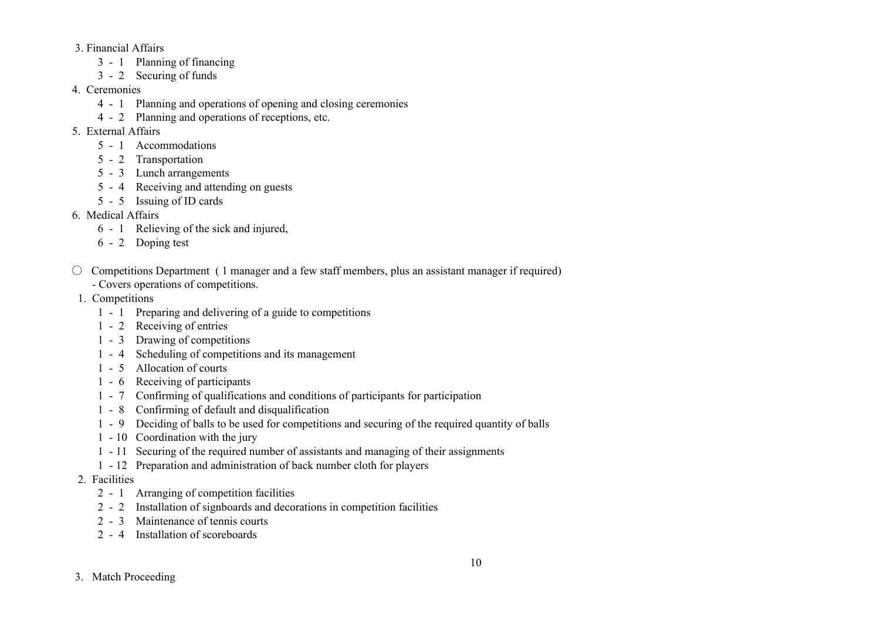3. Financial Affairs
   - 3 - 1 Planning of financing
   - 3 - 2 Securing of funds

4. Ceremonies
   - 4 - 1 Planning and operations of opening and closing ceremonies
   - 4 - 2 Planning and operations of receptions, etc.

5. External Affairs
   - 5 - 1 Accommodations
   - 5 - 2 Transportation
   - 5 - 3 Lunch arrangements
   - 5 - 4 Receiving and attending on guests
   - 5 - 5 Issuing of ID cards

6. Medical Affairs
   - 6 - 1 Relieving of the sick and injured,
   - 6 - 2 Doping test

○ Competitions Department ( 1 manager and a few staff members, plus an assistant manager if required)
  - Covers operations of competitions.

1. Competitions
   - 1 - 1 Preparing and delivering of a guide to competitions
   - 1 - 2 Receiving of entries
   - 1 - 3 Drawing of competitions
   - 1 - 4 Scheduling of competitions and its management
   - 1 - 5 Allocation of courts
   - 1 - 6 Receiving of participants
   - 1 - 7 Confirming of qualifications and conditions of participants for participation
   - 1 - 8 Confirming of default and disqualification
   - 1 - 9 Deciding of balls to be used for competitions and securing of the required quantity of balls
   - 1 - 10 Coordination with the jury
   - 1 - 11 Securing of the required number of assistants and managing of their assignments
   - 1 - 12 Preparation and administration of back number cloth for players

2. Facilities
   - 2 - 1 Arranging of competition facilities
   - 2 - 2 Installation of signboards and decorations in competition facilities
   - 2 - 3 Maintenance of tennis courts
   - 2 - 4 Installation of scoreboards

3. Match Proceeding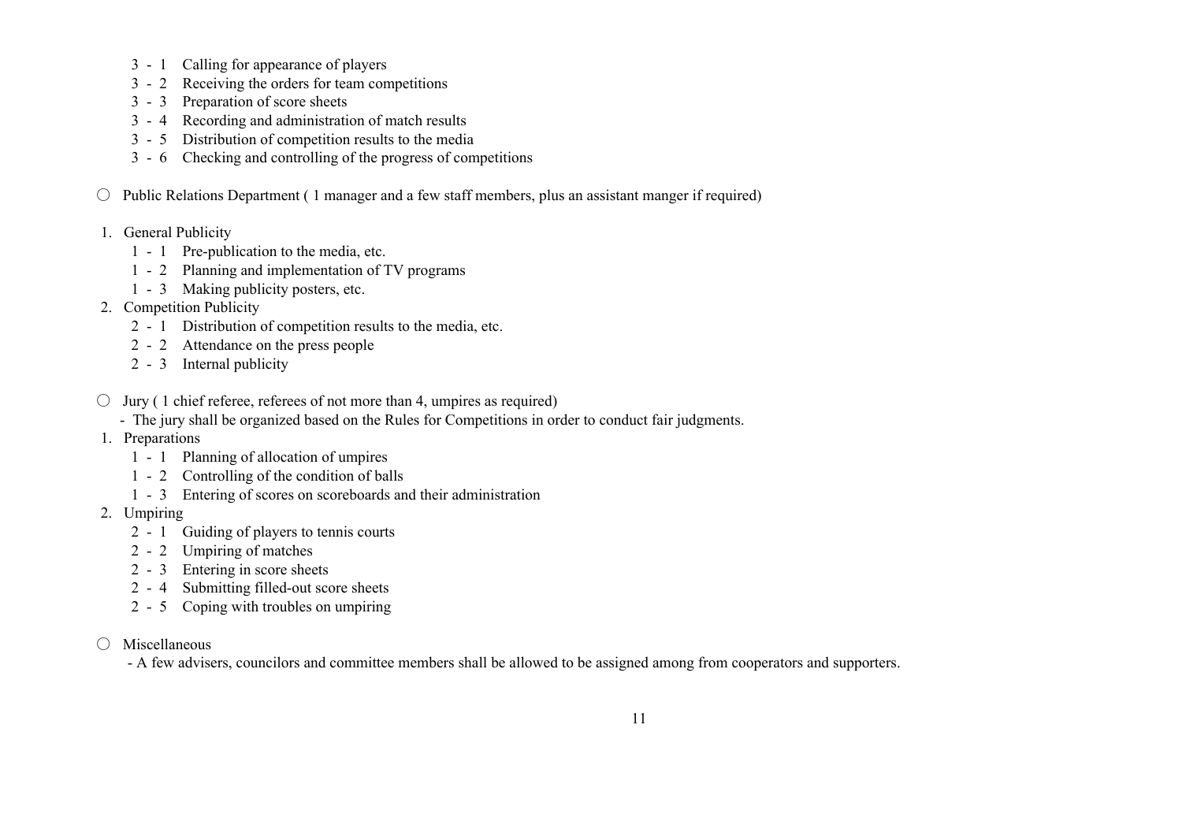- 3 - 1 Calling for appearance of players
- 3 - 2 Receiving the orders for team competitions
- 3 - 3 Preparation of score sheets
- 3 - 4 Recording and administration of match results
- 3 - 5 Distribution of competition results to the media
- 3 - 6 Checking and controlling of the progress of competitions

○ Public Relations Department ( 1 manager and a few staff members, plus an assistant manger if required)

1. General Publicity
   - 1 - 1 Pre-publication to the media, etc.
   - 1 - 2 Planning and implementation of TV programs
   - 1 - 3 Making publicity posters, etc.
2. Competition Publicity
   - 2 - 1 Distribution of competition results to the media, etc.
   - 2 - 2 Attendance on the press people
   - 2 - 3 Internal publicity

○ Jury ( 1 chief referee, referees of not more than 4, umpires as required)

- The jury shall be organized based on the Rules for Competitions in order to conduct fair judgments.

1. Preparations
   - 1 - 1 Planning of allocation of umpires
   - 1 - 2 Controlling of the condition of balls
   - 1 - 3 Entering of scores on scoreboards and their administration
2. Umpiring
   - 2 - 1 Guiding of players to tennis courts
   - 2 - 2 Umpiring of matches
   - 2 - 3 Entering in score sheets
   - 2 - 4 Submitting filled-out score sheets
   - 2 - 5 Coping with troubles on umpiring

○ Miscellaneous

- A few advisers, councilors and committee members shall be allowed to be assigned among from cooperators and supporters.